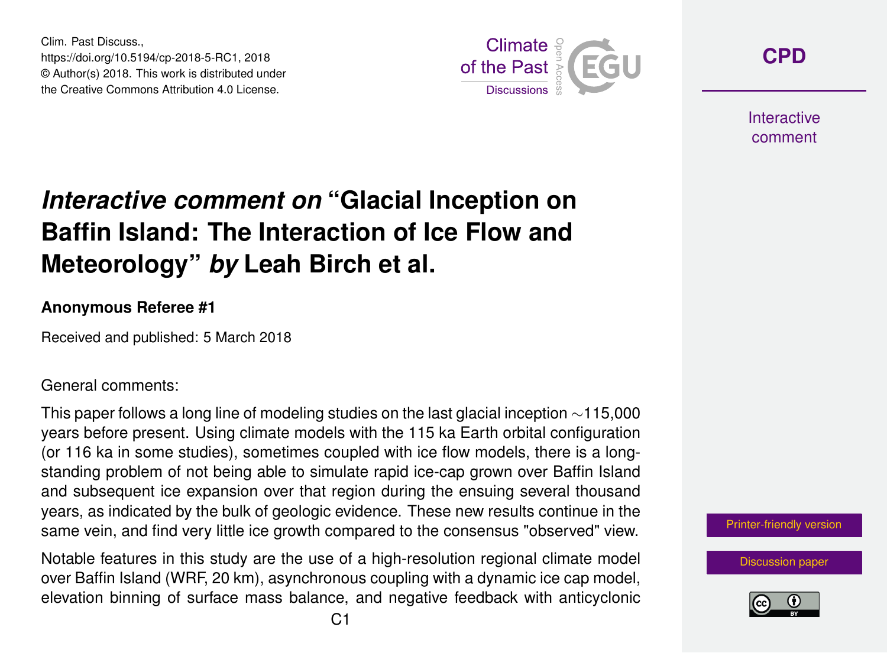# *Interactive comment on* "Glacial Inception on Baffin Island: The Interaction of Ice Flow and Meteorology" *by* Leah Birch et al.

**Anonymous Referee #1**

Received and published: 5 March 2018

General comments:

This paper follows a long line of modeling studies on the last glacial inception ∼115,000 years before present. Using climate models with the 115 ka Earth orbital configuration (or 116 ka in some studies), sometimes coupled with ice flow models, there is a long-standing problem of not being able to simulate rapid ice-cap grown over Baffin Island and subsequent ice expansion over that region during the ensuing several thousand years, as indicated by the bulk of geologic evidence. These new results continue in the same vein, and find very little ice growth compared to the consensus "observed" view.

Notable features in this study are the use of a high-resolution regional climate model over Baffin Island (WRF, 20 km), asynchronous coupling with a dynamic ice cap model, elevation binning of surface mass balance, and negative feedback with anticyclonic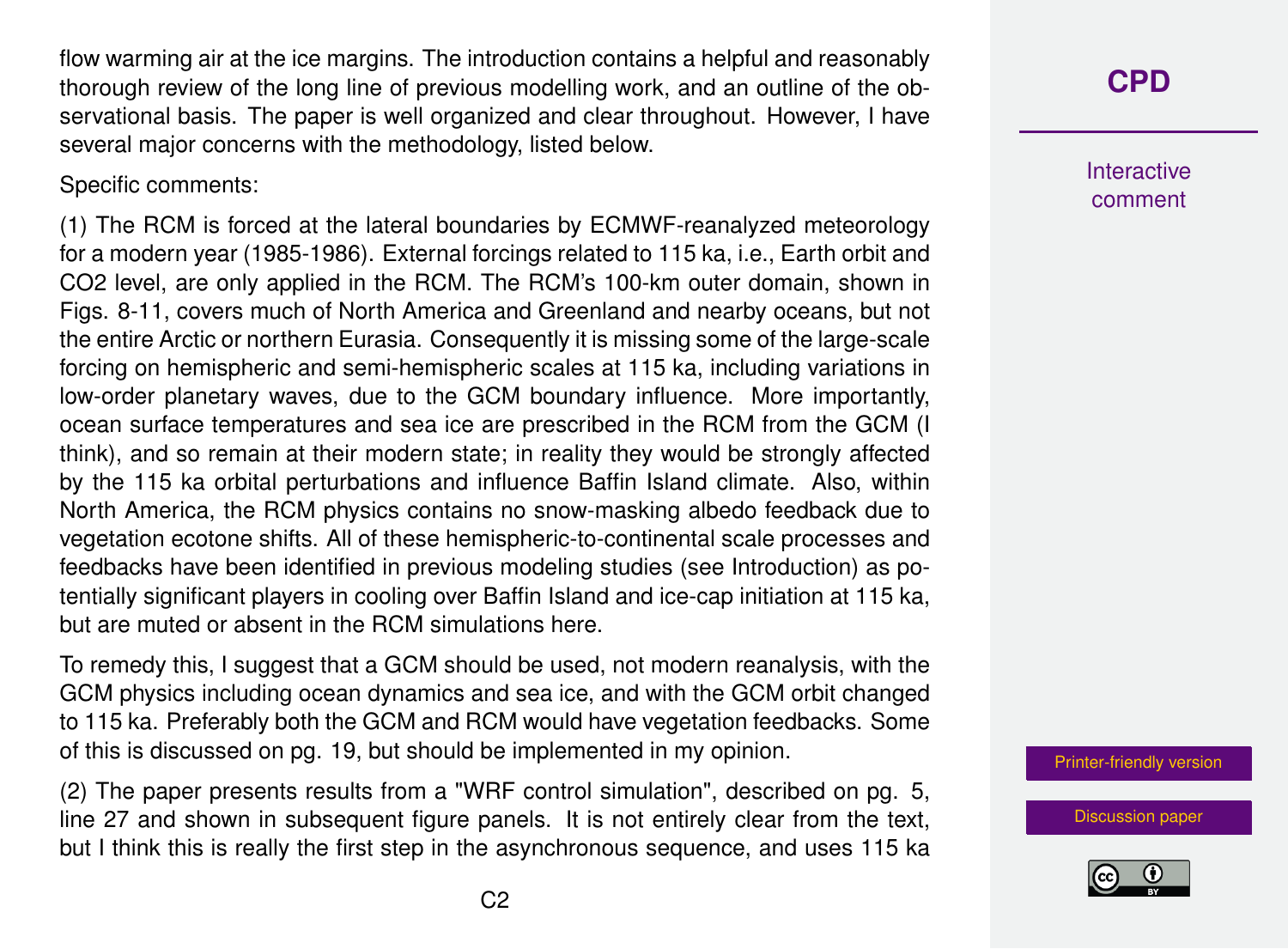flow warming air at the ice margins. The introduction contains a helpful and reasonably thorough review of the long line of previous modelling work, and an outline of the observational basis. The paper is well organized and clear throughout. However, I have several major concerns with the methodology, listed below.

Specific comments:

(1) The RCM is forced at the lateral boundaries by ECMWF-reanalyzed meteorology for a modern year (1985-1986). External forcings related to 115 ka, i.e., Earth orbit and $CO_2$ level, are only applied in the RCM. The RCM's 100-km outer domain, shown in Figs. 8-11, covers much of North America and Greenland and nearby oceans, but not the entire Arctic or northern Eurasia. Consequently it is missing some of the large-scale forcing on hemispheric and semi-hemispheric scales at 115 ka, including variations in low-order planetary waves, due to the GCM boundary influence. More importantly, ocean surface temperatures and sea ice are prescribed in the RCM from the GCM (I think), and so remain at their modern state; in reality they would be strongly affected by the 115 ka orbital perturbations and influence Baffin Island climate. Also, within North America, the RCM physics contains no snow-masking albedo feedback due to vegetation ecotone shifts. All of these hemispheric-to-continental scale processes and feedbacks have been identified in previous modeling studies (see Introduction) as potentially significant players in cooling over Baffin Island and ice-cap initiation at 115 ka, but are muted or absent in the RCM simulations here.

To remedy this, I suggest that a GCM should be used, not modern reanalysis, with the GCM physics including ocean dynamics and sea ice, and with the GCM orbit changed to 115 ka. Preferably both the GCM and RCM would have vegetation feedbacks. Some of this is discussed on pg. 19, but should be implemented in my opinion.

(2) The paper presents results from a "WRF control simulation", described on pg. 5, line 27 and shown in subsequent figure panels. It is not entirely clear from the text, but I think this is really the first step in the asynchronous sequence, and uses 115 ka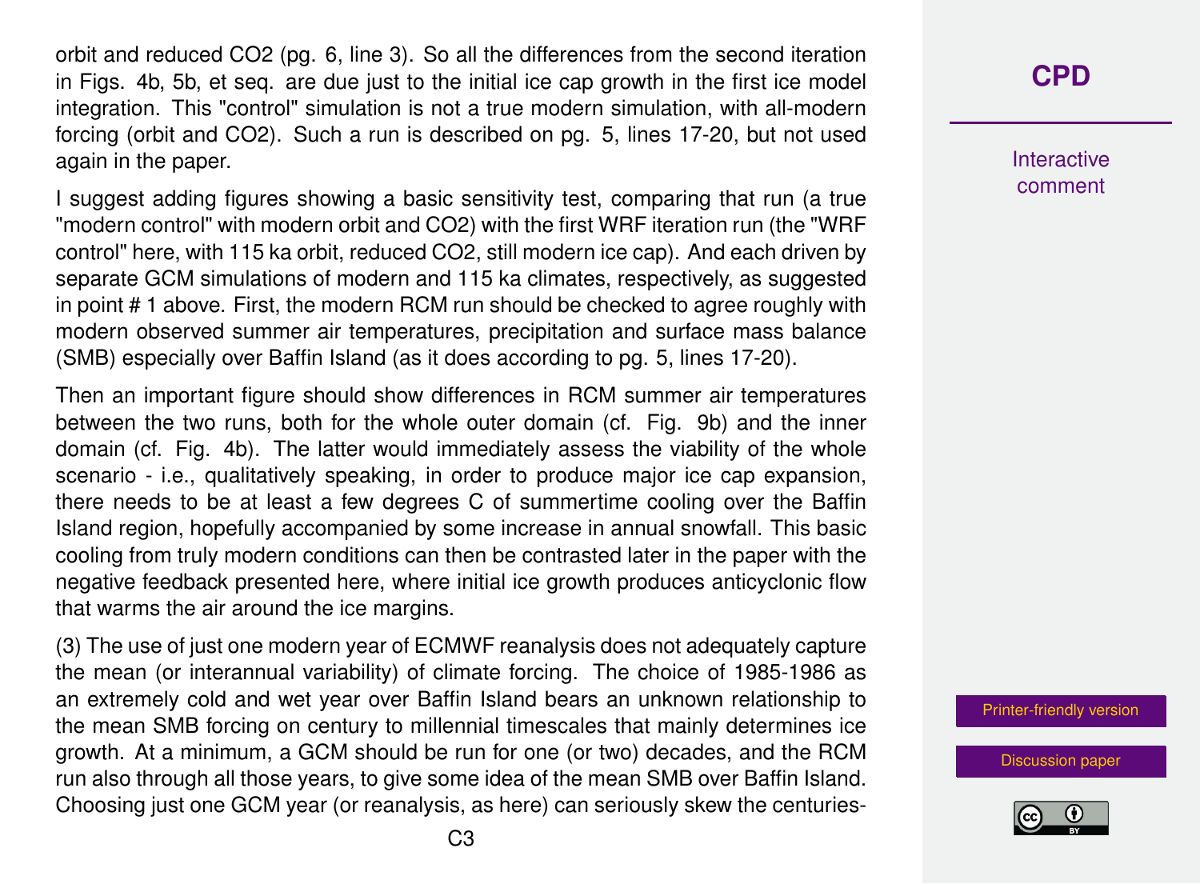orbit and reduced $CO_2$ (pg. 6, line 3). So all the differences from the second iteration in Figs. 4b, 5b, et seq. are due just to the initial ice cap growth in the first ice model integration. This "control" simulation is not a true modern simulation, with all-modern forcing (orbit and $CO_2$). Such a run is described on pg. 5, lines 17-20, but not used again in the paper.

I suggest adding figures showing a basic sensitivity test, comparing that run (a true "modern control" with modern orbit and $CO_2$) with the first WRF iteration run (the "WRF control" here, with 115 ka orbit, reduced $CO_2$, still modern ice cap). And each driven by separate GCM simulations of modern and 115 ka climates, respectively, as suggested in point # 1 above. First, the modern RCM run should be checked to agree roughly with modern observed summer air temperatures, precipitation and surface mass balance (SMB) especially over Baffin Island (as it does according to pg. 5, lines 17-20).

Then an important figure should show differences in RCM summer air temperatures between the two runs, both for the whole outer domain (cf. Fig. 9b) and the inner domain (cf. Fig. 4b). The latter would immediately assess the viability of the whole scenario - i.e., qualitatively speaking, in order to produce major ice cap expansion, there needs to be at least a few degrees C of summertime cooling over the Baffin Island region, hopefully accompanied by some increase in annual snowfall. This basic cooling from truly modern conditions can then be contrasted later in the paper with the negative feedback presented here, where initial ice growth produces anticyclonic flow that warms the air around the ice margins.

(3) The use of just one modern year of ECMWF reanalysis does not adequately capture the mean (or interannual variability) of climate forcing. The choice of 1985-1986 as an extremely cold and wet year over Baffin Island bears an unknown relationship to the mean SMB forcing on century to millennial timescales that mainly determines ice growth. At a minimum, a GCM should be run for one (or two) decades, and the RCM run also through all those years, to give some idea of the mean SMB over Baffin Island. Choosing just one GCM year (or reanalysis, as here) can seriously skew the centuries-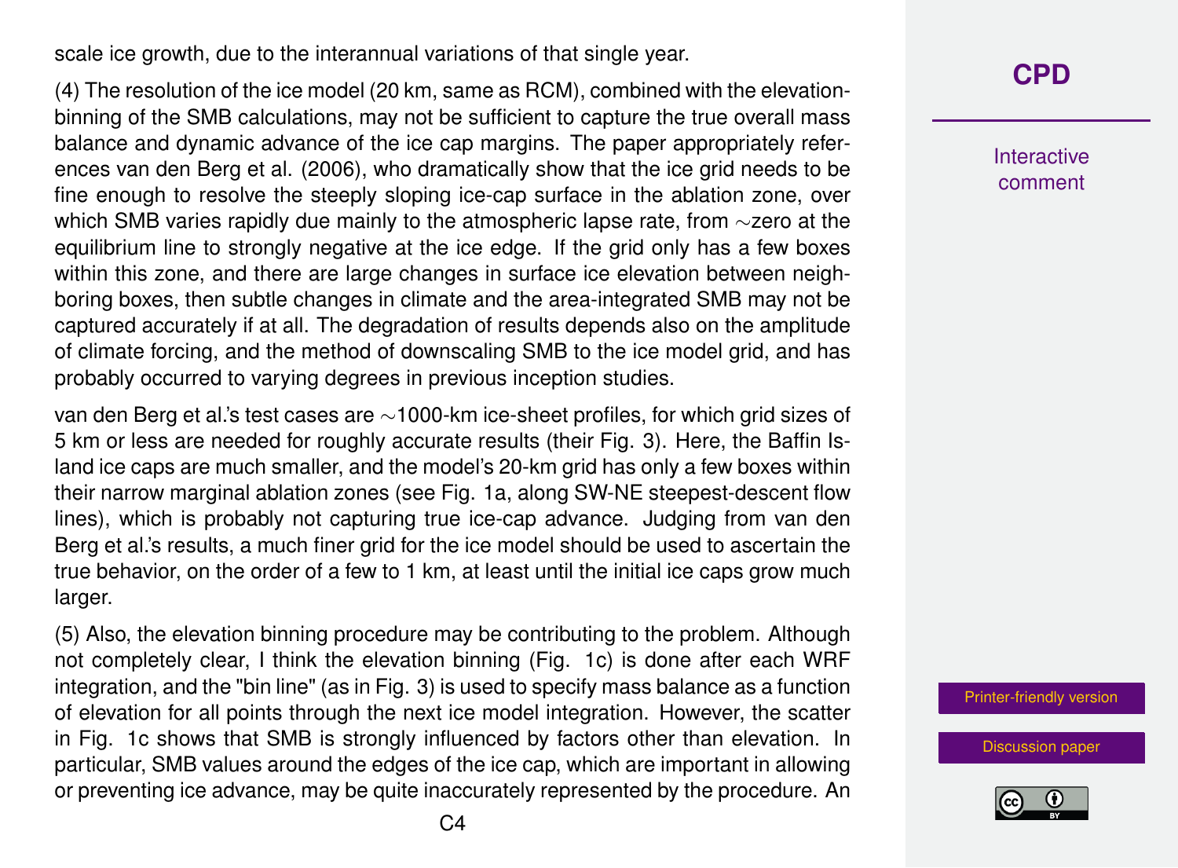scale ice growth, due to the interannual variations of that single year.

(4) The resolution of the ice model (20 km, same as RCM), combined with the elevation-binning of the SMB calculations, may not be sufficient to capture the true overall mass balance and dynamic advance of the ice cap margins. The paper appropriately references van den Berg et al. (2006), who dramatically show that the ice grid needs to be fine enough to resolve the steeply sloping ice-cap surface in the ablation zone, over which SMB varies rapidly due mainly to the atmospheric lapse rate, from ∼zero at the equilibrium line to strongly negative at the ice edge. If the grid only has a few boxes within this zone, and there are large changes in surface ice elevation between neighboring boxes, then subtle changes in climate and the area-integrated SMB may not be captured accurately if at all. The degradation of results depends also on the amplitude of climate forcing, and the method of downscaling SMB to the ice model grid, and has probably occurred to varying degrees in previous inception studies.

van den Berg et al.'s test cases are ∼1000-km ice-sheet profiles, for which grid sizes of 5 km or less are needed for roughly accurate results (their Fig. 3). Here, the Baffin Island ice caps are much smaller, and the model's 20-km grid has only a few boxes within their narrow marginal ablation zones (see Fig. 1a, along SW-NE steepest-descent flow lines), which is probably not capturing true ice-cap advance. Judging from van den Berg et al.'s results, a much finer grid for the ice model should be used to ascertain the true behavior, on the order of a few to 1 km, at least until the initial ice caps grow much larger.

(5) Also, the elevation binning procedure may be contributing to the problem. Although not completely clear, I think the elevation binning (Fig. 1c) is done after each WRF integration, and the "bin line" (as in Fig. 3) is used to specify mass balance as a function of elevation for all points through the next ice model integration. However, the scatter in Fig. 1c shows that SMB is strongly influenced by factors other than elevation. In particular, SMB values around the edges of the ice cap, which are important in allowing or preventing ice advance, may be quite inaccurately represented by the procedure. An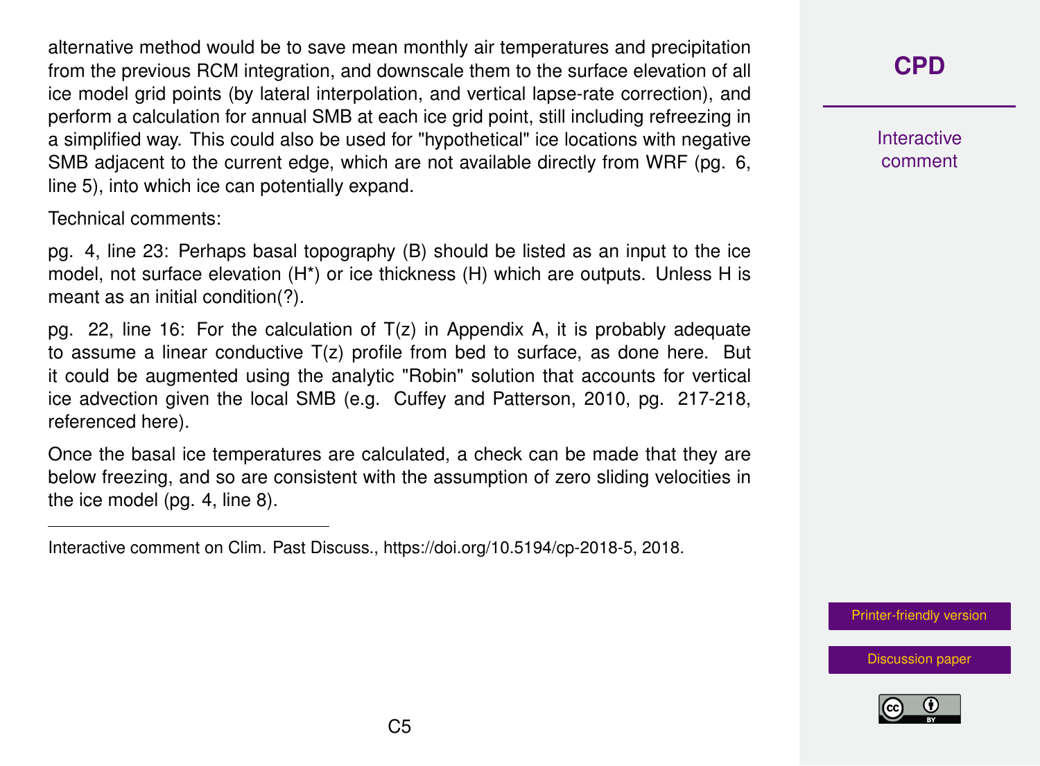alternative method would be to save mean monthly air temperatures and precipitation from the previous RCM integration, and downscale them to the surface elevation of all ice model grid points (by lateral interpolation, and vertical lapse-rate correction), and perform a calculation for annual SMB at each ice grid point, still including refreezing in a simplified way. This could also be used for "hypothetical" ice locations with negative SMB adjacent to the current edge, which are not available directly from WRF (pg. 6, line 5), into which ice can potentially expand.

Technical comments:

pg. 4, line 23: Perhaps basal topography (B) should be listed as an input to the ice model, not surface elevation ($H^*$) or ice thickness (H) which are outputs. Unless H is meant as an initial condition(?).

pg. 22, line 16: For the calculation of T(z) in Appendix A, it is probably adequate to assume a linear conductive T(z) profile from bed to surface, as done here. But it could be augmented using the analytic "Robin" solution that accounts for vertical ice advection given the local SMB (e.g. Cuffey and Patterson, 2010, pg. 217-218, referenced here).

Once the basal ice temperatures are calculated, a check can be made that they are below freezing, and so are consistent with the assumption of zero sliding velocities in the ice model (pg. 4, line 8).

---

Interactive comment on Clim. Past Discuss., https://doi.org/10.5194/cp-2018-5, 2018.